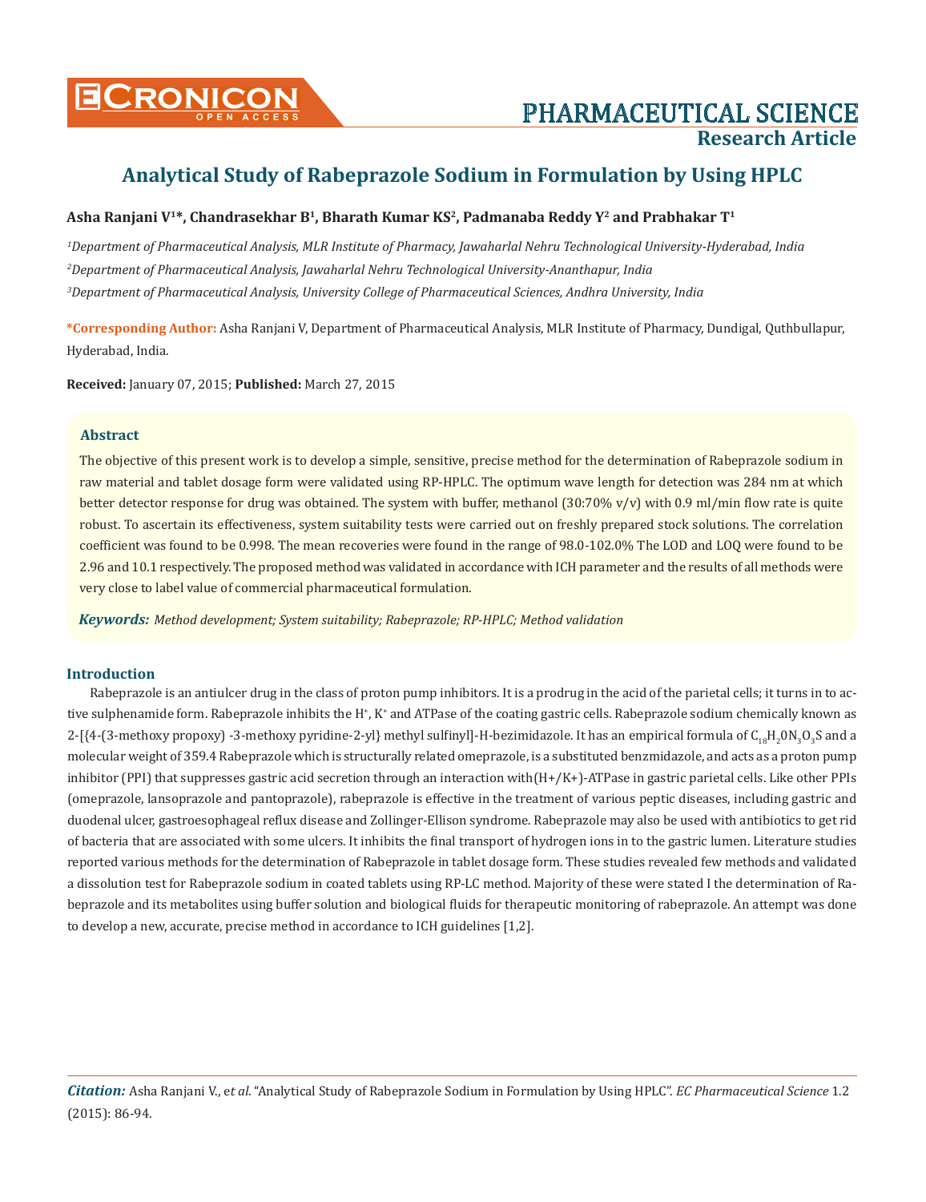# Analytical Study of Rabeprazole Sodium in Formulation by Using HPLC

**Asha Ranjani V[1]*, Chandrasekhar B[1], Bharath Kumar KS[2], Padmanaba Reddy Y[2] and Prabhakar T[1]**

*[1]Department of Pharmaceutical Analysis, MLR Institute of Pharmacy, Jawaharlal Nehru Technological University-Hyderabad, India*

*[2]Department of Pharmaceutical Analysis, Jawaharlal Nehru Technological University-Ananthapur, India*

*[3]Department of Pharmaceutical Analysis, University College of Pharmaceutical Sciences, Andhra University, India*

**\*Corresponding Author:** Asha Ranjani V, Department of Pharmaceutical Analysis, MLR Institute of Pharmacy, Dundigal, Quthbullapur, Hyderabad, India.

**Received:** January 07, 2015; **Published:** March 27, 2015

## Abstract

The objective of this present work is to develop a simple, sensitive, precise method for the determination of Rabeprazole sodium in raw material and tablet dosage form were validated using RP-HPLC. The optimum wave length for detection was 284 nm at which better detector response for drug was obtained. The system with buffer, methanol (30:70% v/v) with 0.9 ml/min flow rate is quite robust. To ascertain its effectiveness, system suitability tests were carried out on freshly prepared stock solutions. The correlation coefficient was found to be 0.998. The mean recoveries were found in the range of 98.0-102.0% The LOD and LOQ were found to be 2.96 and 10.1 respectively. The proposed method was validated in accordance with ICH parameter and the results of all methods were very close to label value of commercial pharmaceutical formulation.

***Keywords:*** *Method development; System suitability; Rabeprazole; RP-HPLC; Method validation*

## Introduction

Rabeprazole is an antiulcer drug in the class of proton pump inhibitors. It is a prodrug in the acid of the parietal cells; it turns in to active sulphenamide form. Rabeprazole inhibits the $H^+$, $K^+$ and ATPase of the coating gastric cells. Rabeprazole sodium chemically known as 2-[{4-(3-methoxy propoxy) -3-methoxy pyridine-2-yl} methyl sulfinyl]-H-bezimidazole. It has an empirical formula of $C_{18}H_{2}0N_{3}O_{3}S$ and a molecular weight of 359.4 Rabeprazole which is structurally related omeprazole, is a substituted benzmidazole, and acts as a proton pump inhibitor (PPI) that suppresses gastric acid secretion through an interaction with(H+/K+)-ATPase in gastric parietal cells. Like other PPIs (omeprazole, lansoprazole and pantoprazole), rabeprazole is effective in the treatment of various peptic diseases, including gastric and duodenal ulcer, gastroesophageal reflux disease and Zollinger-Ellison syndrome. Rabeprazole may also be used with antibiotics to get rid of bacteria that are associated with some ulcers. It inhibits the final transport of hydrogen ions in to the gastric lumen. Literature studies reported various methods for the determination of Rabeprazole in tablet dosage form. These studies revealed few methods and validated a dissolution test for Rabeprazole sodium in coated tablets using RP-LC method. Majority of these were stated I the determination of Rabeprazole and its metabolites using buffer solution and biological fluids for therapeutic monitoring of rabeprazole. An attempt was done to develop a new, accurate, precise method in accordance to ICH guidelines [1,2].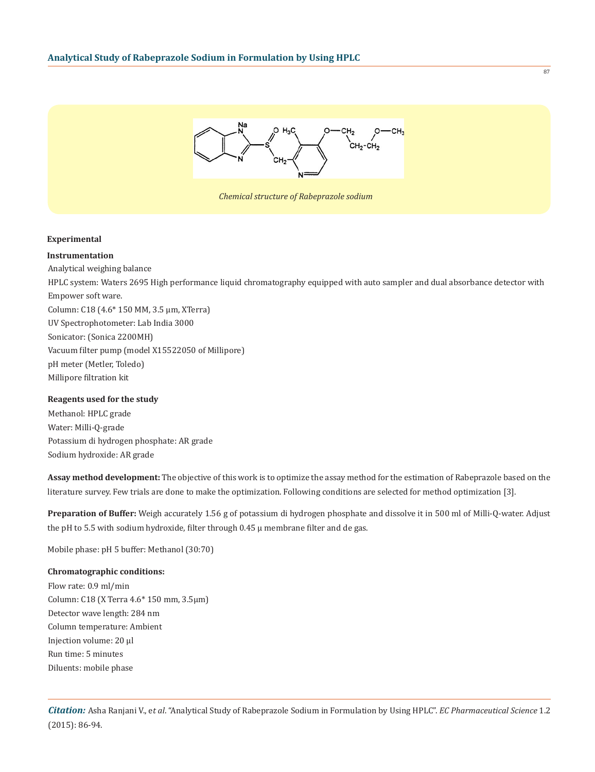*Chemical structure of Rabeprazole sodium*

### Experimental

#### Instrumentation

Analytical weighing balance

HPLC system: Waters 2695 High performance liquid chromatography equipped with auto sampler and dual absorbance detector with Empower soft ware.

Column: C18 (4.6* 150 MM, 3.5 µm, XTerra)

UV Spectrophotometer: Lab India 3000

Sonicator: (Sonica 2200MH)

Vacuum filter pump (model X15522050 of Millipore)

pH meter (Metler, Toledo)

Millipore filtration kit

#### Reagents used for the study

Methanol: HPLC grade

Water: Milli-Q-grade

Potassium di hydrogen phosphate: AR grade

Sodium hydroxide: AR grade

**Assay method development:** The objective of this work is to optimize the assay method for the estimation of Rabeprazole based on the literature survey. Few trials are done to make the optimization. Following conditions are selected for method optimization [3].

**Preparation of Buffer:** Weigh accurately 1.56 g of potassium di hydrogen phosphate and dissolve it in 500 ml of Milli-Q-water. Adjust the pH to 5.5 with sodium hydroxide, filter through 0.45 µ membrane filter and de gas.

Mobile phase: pH 5 buffer: Methanol (30:70)

**Chromatographic conditions:**

Flow rate: 0.9 ml/min

Column: C18 (X Terra 4.6* 150 mm, 3.5µm)

Detector wave length: 284 nm

Column temperature: Ambient

Injection volume: 20 µl

Run time: 5 minutes

Diluents: mobile phase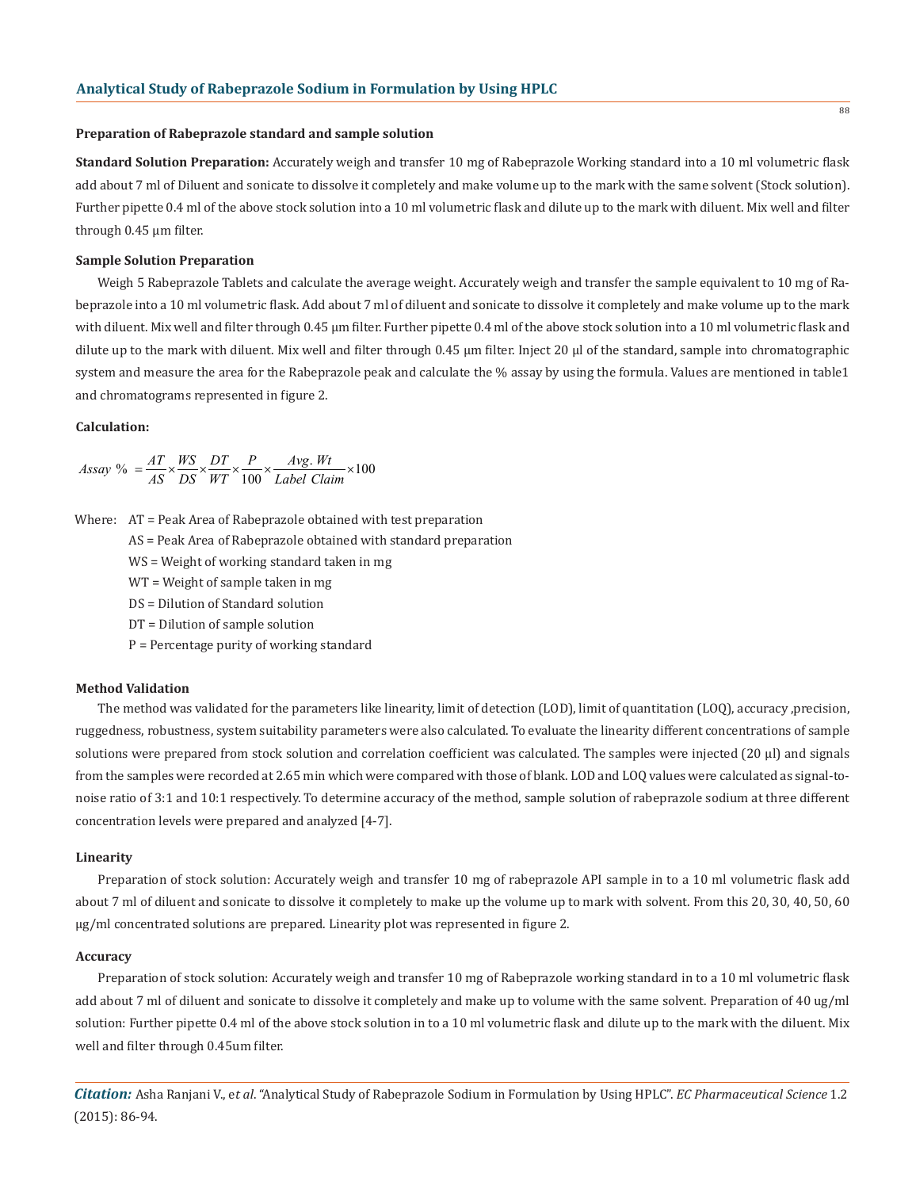### Preparation of Rabeprazole standard and sample solution

**Standard Solution Preparation:** Accurately weigh and transfer 10 mg of Rabeprazole Working standard into a 10 ml volumetric flask add about 7 ml of Diluent and sonicate to dissolve it completely and make volume up to the mark with the same solvent (Stock solution). Further pipette 0.4 ml of the above stock solution into a 10 ml volumetric flask and dilute up to the mark with diluent. Mix well and filter through 0.45 µm filter.

### Sample Solution Preparation

Weigh 5 Rabeprazole Tablets and calculate the average weight. Accurately weigh and transfer the sample equivalent to 10 mg of Rabeprazole into a 10 ml volumetric flask. Add about 7 ml of diluent and sonicate to dissolve it completely and make volume up to the mark with diluent. Mix well and filter through 0.45 µm filter. Further pipette 0.4 ml of the above stock solution into a 10 ml volumetric flask and dilute up to the mark with diluent. Mix well and filter through 0.45 µm filter. Inject 20 µl of the standard, sample into chromatographic system and measure the area for the Rabeprazole peak and calculate the % assay by using the formula. Values are mentioned in table1 and chromatograms represented in figure 2.

### Calculation:

$$Assay\ \% = \frac{AT}{AS} \times \frac{WS}{DS} \times \frac{DT}{WT} \times \frac{P}{100} \times \frac{Avg.\ Wt}{Label\ Claim} \times 100$$

Where:
- AT = Peak Area of Rabeprazole obtained with test preparation
- AS = Peak Area of Rabeprazole obtained with standard preparation
- WS = Weight of working standard taken in mg
- WT = Weight of sample taken in mg
- DS = Dilution of Standard solution
- DT = Dilution of sample solution
- P = Percentage purity of working standard

### Method Validation

The method was validated for the parameters like linearity, limit of detection (LOD), limit of quantitation (LOQ), accuracy ,precision, ruggedness, robustness, system suitability parameters were also calculated. To evaluate the linearity different concentrations of sample solutions were prepared from stock solution and correlation coefficient was calculated. The samples were injected (20 µl) and signals from the samples were recorded at 2.65 min which were compared with those of blank. LOD and LOQ values were calculated as signal-to-noise ratio of 3:1 and 10:1 respectively. To determine accuracy of the method, sample solution of rabeprazole sodium at three different concentration levels were prepared and analyzed [4-7].

### Linearity

Preparation of stock solution: Accurately weigh and transfer 10 mg of rabeprazole API sample in to a 10 ml volumetric flask add about 7 ml of diluent and sonicate to dissolve it completely to make up the volume up to mark with solvent. From this 20, 30, 40, 50, 60 µg/ml concentrated solutions are prepared. Linearity plot was represented in figure 2.

### Accuracy

Preparation of stock solution: Accurately weigh and transfer 10 mg of Rabeprazole working standard in to a 10 ml volumetric flask add about 7 ml of diluent and sonicate to dissolve it completely and make up to volume with the same solvent. Preparation of 40 ug/ml solution: Further pipette 0.4 ml of the above stock solution in to a 10 ml volumetric flask and dilute up to the mark with the diluent. Mix well and filter through 0.45um filter.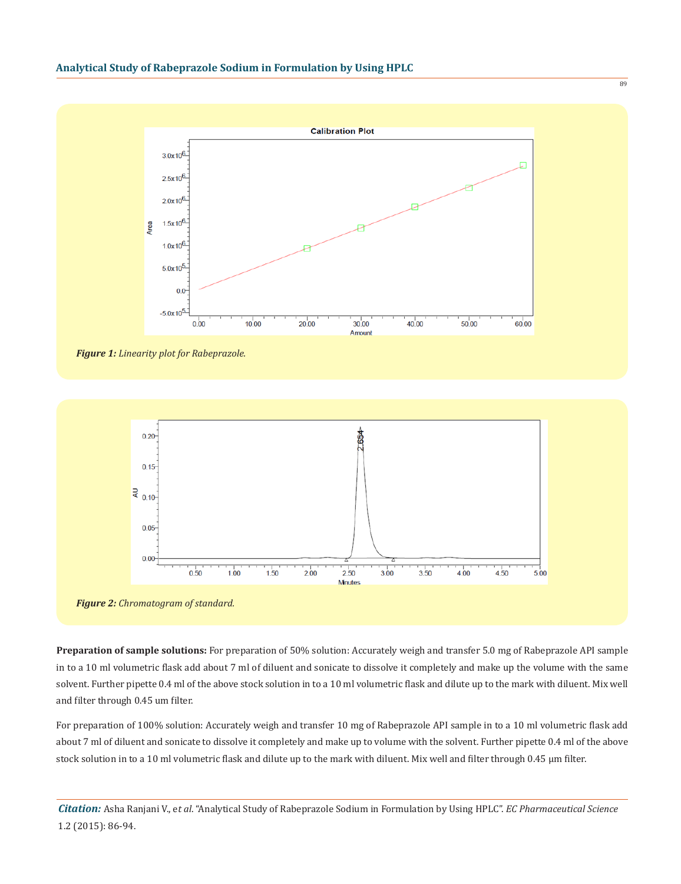Figure 1: *Linearity plot for Rabeprazole.*

Figure 2: *Chromatogram of standard.*

**Preparation of sample solutions:** For preparation of 50% solution: Accurately weigh and transfer 5.0 mg of Rabeprazole API sample in to a 10 ml volumetric flask add about 7 ml of diluent and sonicate to dissolve it completely and make up the volume with the same solvent. Further pipette 0.4 ml of the above stock solution in to a 10 ml volumetric flask and dilute up to the mark with diluent. Mix well and filter through 0.45 um filter.

For preparation of 100% solution: Accurately weigh and transfer 10 mg of Rabeprazole API sample in to a 10 ml volumetric flask add about 7 ml of diluent and sonicate to dissolve it completely and make up to volume with the solvent. Further pipette 0.4 ml of the above stock solution in to a 10 ml volumetric flask and dilute up to the mark with diluent. Mix well and filter through 0.45 μm filter.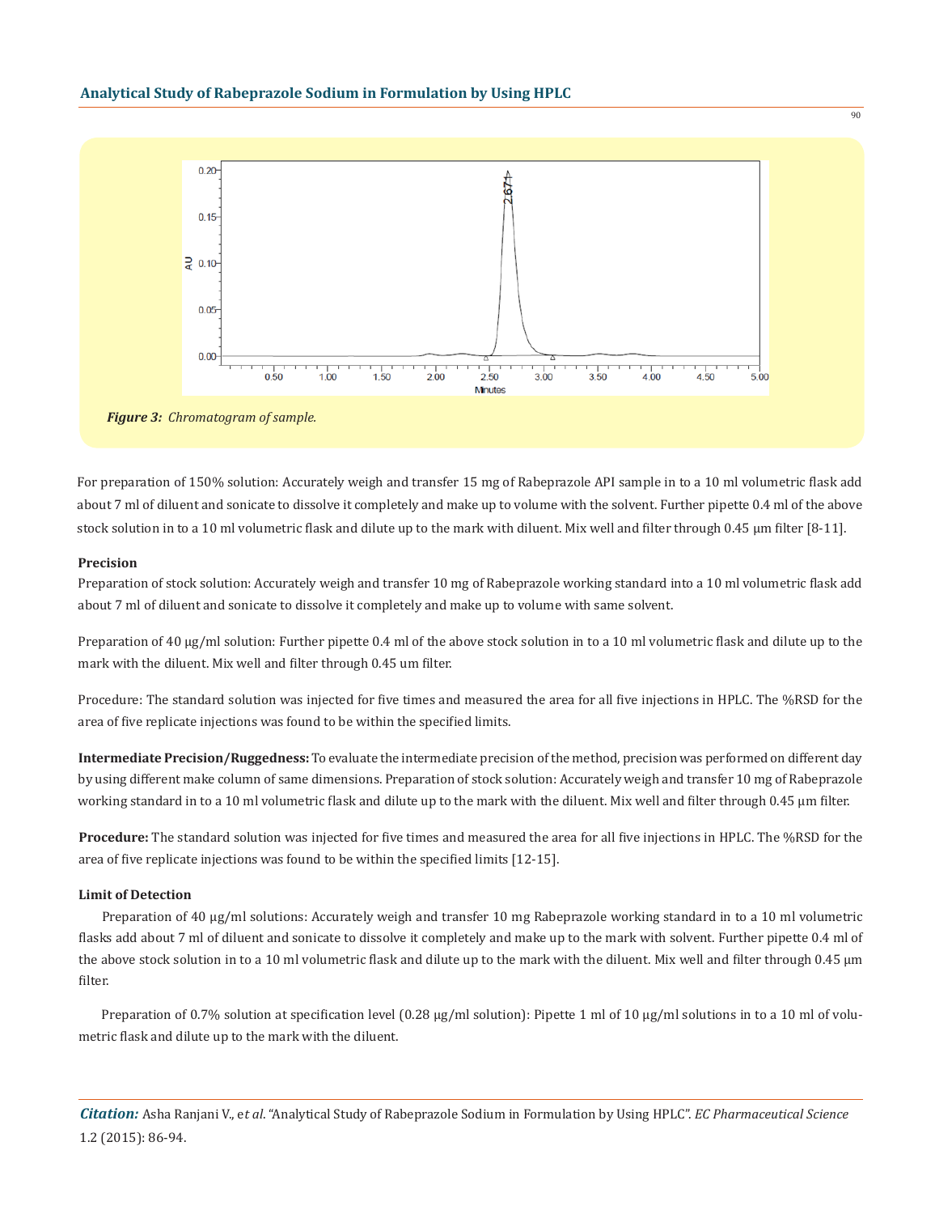*Figure 3: Chromatogram of sample.*

For preparation of 150% solution: Accurately weigh and transfer 15 mg of Rabeprazole API sample in to a 10 ml volumetric flask add about 7 ml of diluent and sonicate to dissolve it completely and make up to volume with the solvent. Further pipette 0.4 ml of the above stock solution in to a 10 ml volumetric flask and dilute up to the mark with diluent. Mix well and filter through 0.45 μm filter [8-11].

**Precision**

Preparation of stock solution: Accurately weigh and transfer 10 mg of Rabeprazole working standard into a 10 ml volumetric flask add about 7 ml of diluent and sonicate to dissolve it completely and make up to volume with same solvent.

Preparation of 40 μg/ml solution: Further pipette 0.4 ml of the above stock solution in to a 10 ml volumetric flask and dilute up to the mark with the diluent. Mix well and filter through 0.45 um filter.

Procedure: The standard solution was injected for five times and measured the area for all five injections in HPLC. The %RSD for the area of five replicate injections was found to be within the specified limits.

**Intermediate Precision/Ruggedness:** To evaluate the intermediate precision of the method, precision was performed on different day by using different make column of same dimensions. Preparation of stock solution: Accurately weigh and transfer 10 mg of Rabeprazole working standard in to a 10 ml volumetric flask and dilute up to the mark with the diluent. Mix well and filter through 0.45 μm filter.

**Procedure:** The standard solution was injected for five times and measured the area for all five injections in HPLC. The %RSD for the area of five replicate injections was found to be within the specified limits [12-15].

**Limit of Detection**

Preparation of 40 μg/ml solutions: Accurately weigh and transfer 10 mg Rabeprazole working standard in to a 10 ml volumetric flasks add about 7 ml of diluent and sonicate to dissolve it completely and make up to the mark with solvent. Further pipette 0.4 ml of the above stock solution in to a 10 ml volumetric flask and dilute up to the mark with the diluent. Mix well and filter through 0.45 μm filter.

Preparation of 0.7% solution at specification level (0.28 μg/ml solution): Pipette 1 ml of 10 μg/ml solutions in to a 10 ml of volumetric flask and dilute up to the mark with the diluent.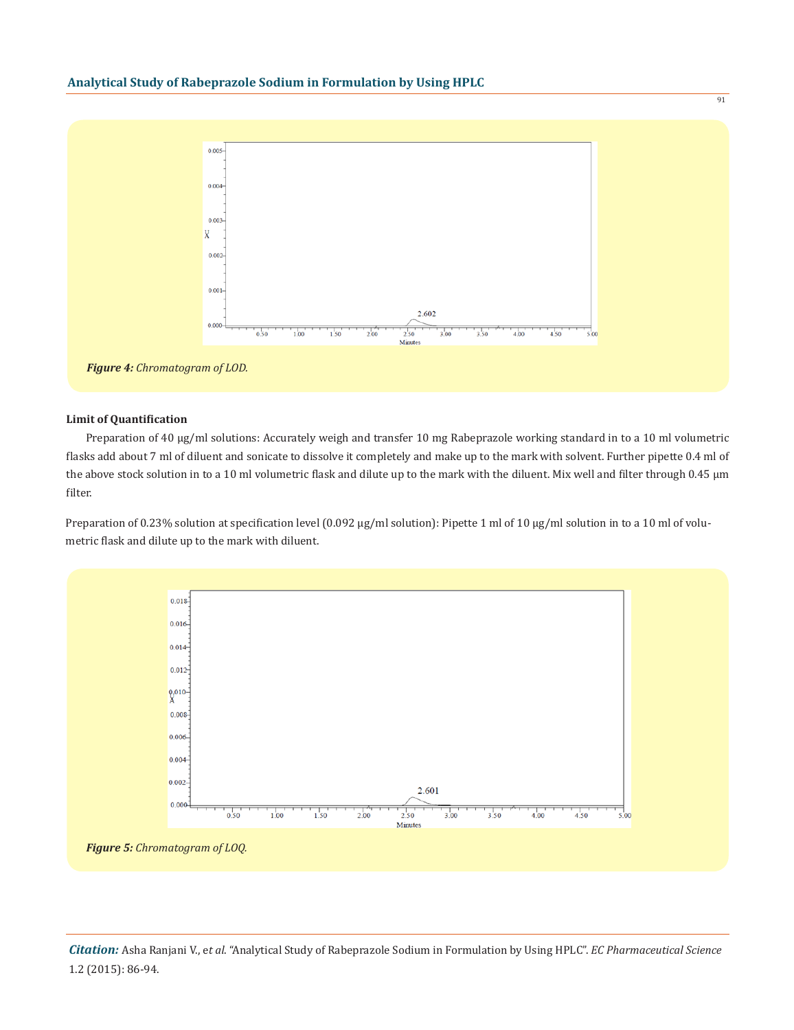Figure 4: *Chromatogram of LOD.*

**Limit of Quantification**

Preparation of 40 µg/ml solutions: Accurately weigh and transfer 10 mg Rabeprazole working standard in to a 10 ml volumetric flasks add about 7 ml of diluent and sonicate to dissolve it completely and make up to the mark with solvent. Further pipette 0.4 ml of the above stock solution in to a 10 ml volumetric flask and dilute up to the mark with the diluent. Mix well and filter through 0.45 µm filter.

Preparation of 0.23% solution at specification level (0.092 µg/ml solution): Pipette 1 ml of 10 µg/ml solution in to a 10 ml of volumetric flask and dilute up to the mark with diluent.

***Figure 5:*** *Chromatogram of LOQ.*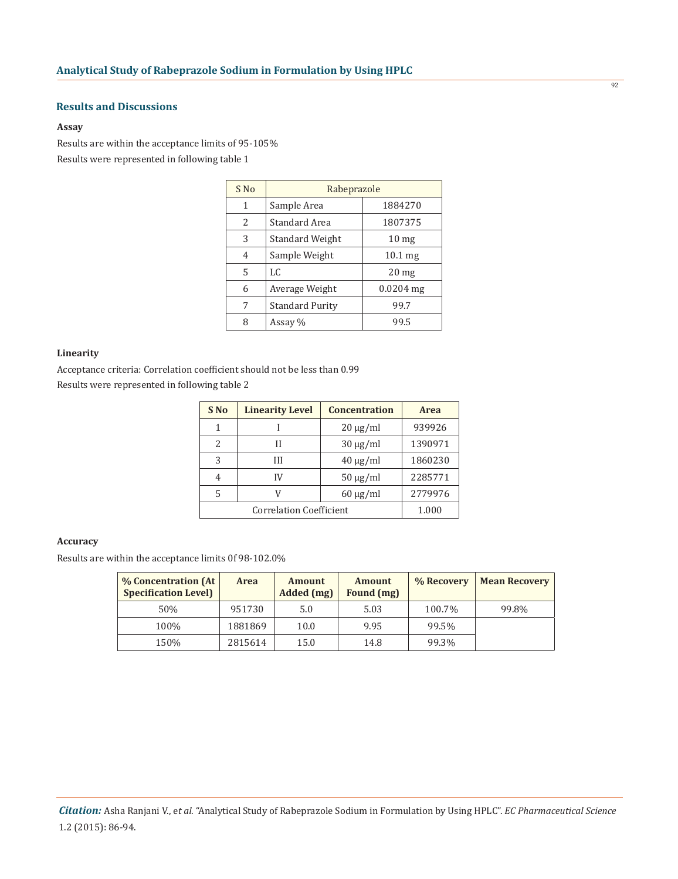## Results and Discussions

### Assay

Results are within the acceptance limits of 95-105%

Results were represented in following table 1

| S No | Rabeprazole | |
|---|---|---|
| 1 | Sample Area | 1884270 |
| 2 | Standard Area | 1807375 |
| 3 | Standard Weight | 10 mg |
| 4 | Sample Weight | 10.1 mg |
| 5 | LC | 20 mg |
| 6 | Average Weight | 0.0204 mg |
| 7 | Standard Purity | 99.7 |
| 8 | Assay % | 99.5 |

### Linearity

Acceptance criteria: Correlation coefficient should not be less than 0.99

Results were represented in following table 2

| S No | Linearity Level | Concentration | Area |
|---|---|---|---|
| 1 | I | 20 μg/ml | 939926 |
| 2 | II | 30 μg/ml | 1390971 |
| 3 | III | 40 μg/ml | 1860230 |
| 4 | IV | 50 μg/ml | 2285771 |
| 5 | V | 60 μg/ml | 2779976 |
| Correlation Coefficient | | | 1.000 |

### Accuracy

Results are within the acceptance limits 0f 98-102.0%

| % Concentration (At Specification Level) | Area | Amount Added (mg) | Amount Found (mg) | % Recovery | Mean Recovery |
|---|---|---|---|---|---|
| 50% | 951730 | 5.0 | 5.03 | 100.7% | 99.8% |
| 100% | 1881869 | 10.0 | 9.95 | 99.5% | |
| 150% | 2815614 | 15.0 | 14.8 | 99.3% | |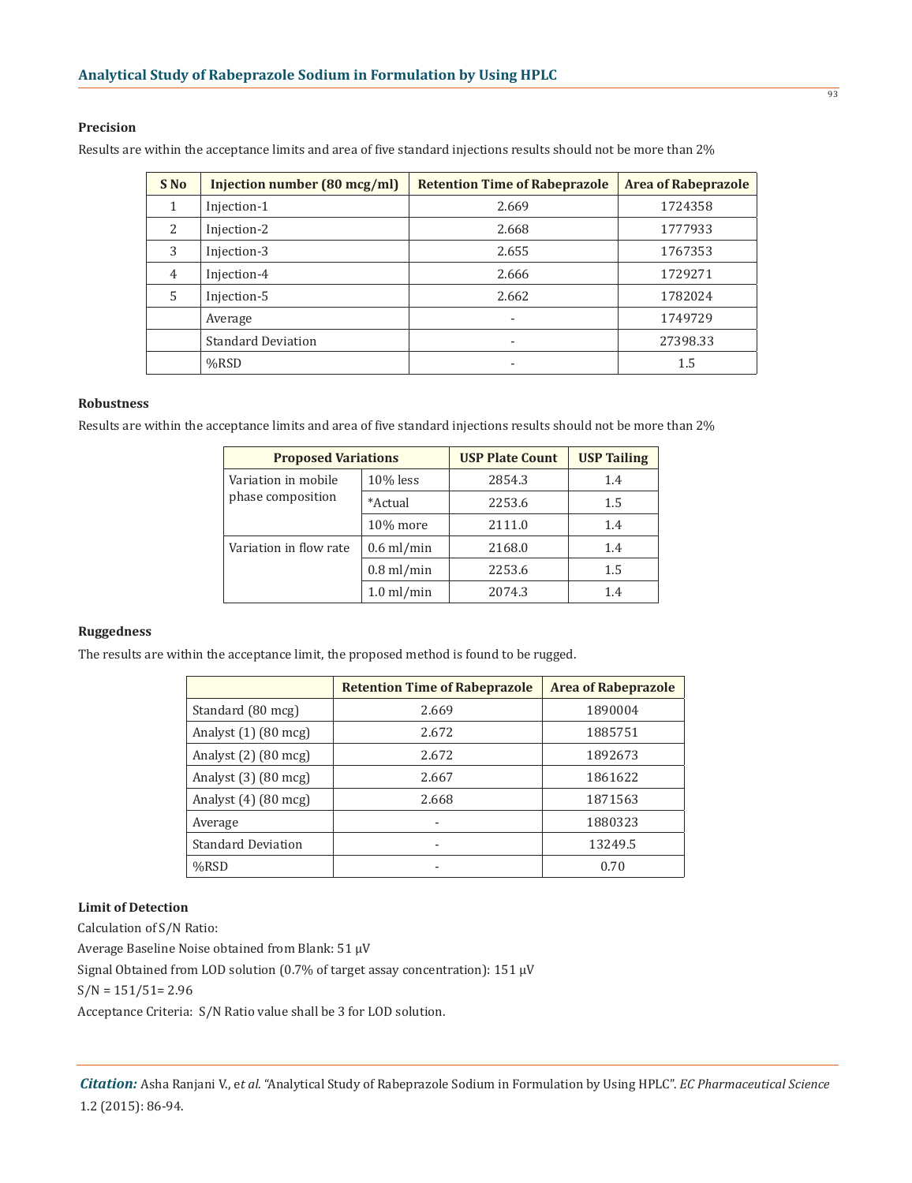### Precision

Results are within the acceptance limits and area of five standard injections results should not be more than 2%

| S No | Injection number (80 mcg/ml) | Retention Time of Rabeprazole | Area of Rabeprazole |
|---|---|---|---|
| 1 | Injection-1 | 2.669 | 1724358 |
| 2 | Injection-2 | 2.668 | 1777933 |
| 3 | Injection-3 | 2.655 | 1767353 |
| 4 | Injection-4 | 2.666 | 1729271 |
| 5 | Injection-5 | 2.662 | 1782024 |
| | Average | - | 1749729 |
| | Standard Deviation | - | 27398.33 |
| | %RSD | - | 1.5 |

### Robustness

Results are within the acceptance limits and area of five standard injections results should not be more than 2%

| Proposed Variations | | USP Plate Count | USP Tailing |
|---|---|---|---|
| Variation in mobile phase composition | 10% less | 2854.3 | 1.4 |
| | *Actual | 2253.6 | 1.5 |
| | 10% more | 2111.0 | 1.4 |
| Variation in flow rate | 0.6 ml/min | 2168.0 | 1.4 |
| | 0.8 ml/min | 2253.6 | 1.5 |
| | 1.0 ml/min | 2074.3 | 1.4 |

### Ruggedness

The results are within the acceptance limit, the proposed method is found to be rugged.

| | Retention Time of Rabeprazole | Area of Rabeprazole |
|---|---|---|
| Standard (80 mcg) | 2.669 | 1890004 |
| Analyst (1) (80 mcg) | 2.672 | 1885751 |
| Analyst (2) (80 mcg) | 2.672 | 1892673 |
| Analyst (3) (80 mcg) | 2.667 | 1861622 |
| Analyst (4) (80 mcg) | 2.668 | 1871563 |
| Average | - | 1880323 |
| Standard Deviation | - | 13249.5 |
| %RSD | - | 0.70 |

### Limit of Detection

Calculation of S/N Ratio:

Average Baseline Noise obtained from Blank: 51 μV

Signal Obtained from LOD solution (0.7% of target assay concentration): 151 μV

S/N = 151/51= 2.96

Acceptance Criteria: S/N Ratio value shall be 3 for LOD solution.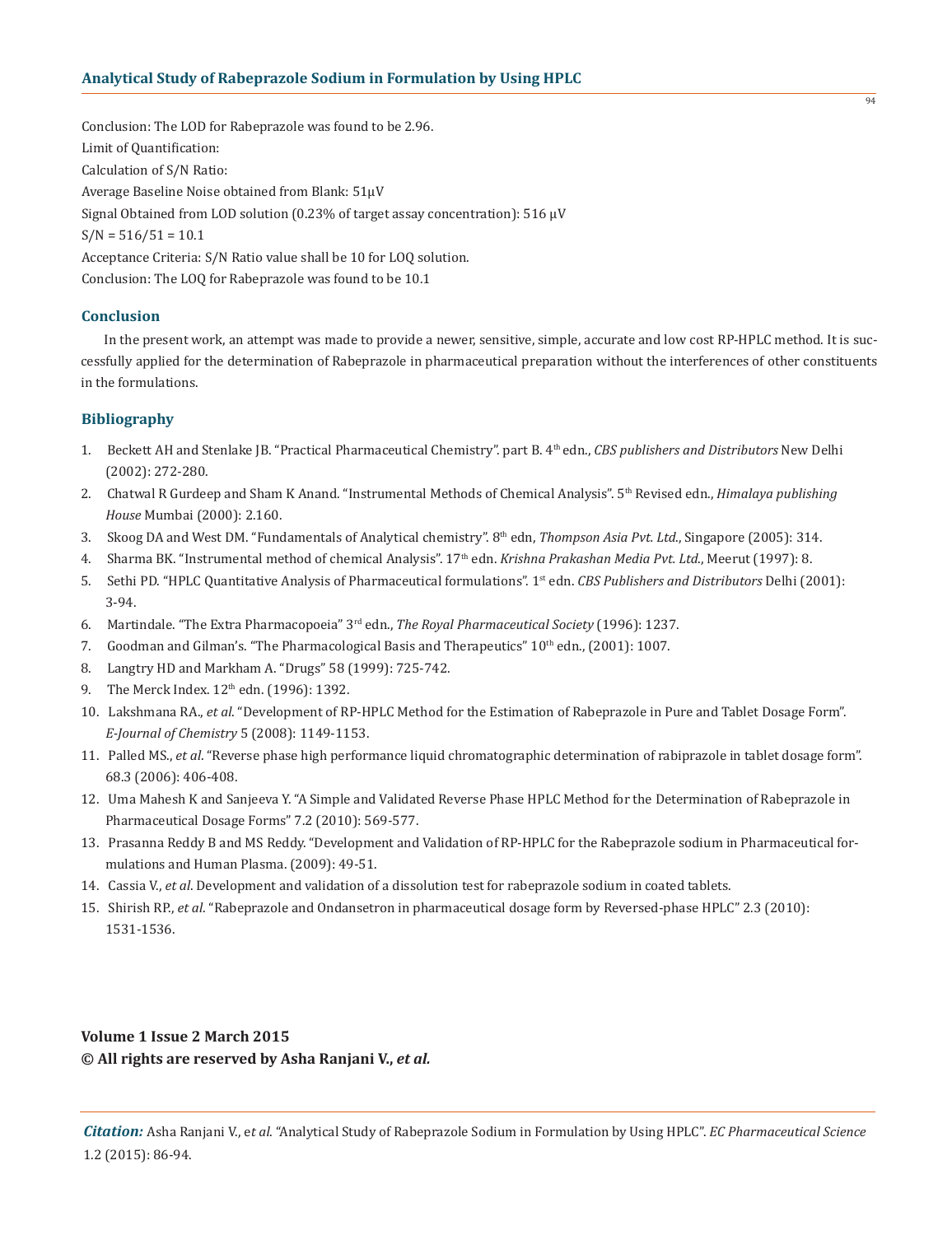Conclusion: The LOD for Rabeprazole was found to be 2.96.

Limit of Quantification:

Calculation of S/N Ratio:

Average Baseline Noise obtained from Blank: 51µV

Signal Obtained from LOD solution (0.23% of target assay concentration): 516 µV

S/N = 516/51 = 10.1

Acceptance Criteria: S/N Ratio value shall be 10 for LOQ solution.

Conclusion: The LOQ for Rabeprazole was found to be 10.1

## Conclusion

In the present work, an attempt was made to provide a newer, sensitive, simple, accurate and low cost RP-HPLC method. It is successfully applied for the determination of Rabeprazole in pharmaceutical preparation without the interferences of other constituents in the formulations.

## Bibliography

1. Beckett AH and Stenlake JB. "Practical Pharmaceutical Chemistry". part B. 4th edn., *CBS publishers and Distributors* New Delhi (2002): 272-280.
2. Chatwal R Gurdeep and Sham K Anand. "Instrumental Methods of Chemical Analysis". 5th Revised edn., *Himalaya publishing House* Mumbai (2000): 2.160.
3. Skoog DA and West DM. "Fundamentals of Analytical chemistry". 8th edn, *Thompson Asia Pvt. Ltd.*, Singapore (2005): 314.
4. Sharma BK. "Instrumental method of chemical Analysis". 17th edn. *Krishna Prakashan Media Pvt. Ltd.*, Meerut (1997): 8.
5. Sethi PD. "HPLC Quantitative Analysis of Pharmaceutical formulations". 1st edn. *CBS Publishers and Distributors* Delhi (2001): 3-94.
6. Martindale. "The Extra Pharmacopoeia" 3rd edn., *The Royal Pharmaceutical Society* (1996): 1237.
7. Goodman and Gilman's. "The Pharmacological Basis and Therapeutics" 10th edn., (2001): 1007.
8. Langtry HD and Markham A. "Drugs" 58 (1999): 725-742.
9. The Merck Index. 12th edn. (1996): 1392.
10. Lakshmana RA., *et al*. "Development of RP-HPLC Method for the Estimation of Rabeprazole in Pure and Tablet Dosage Form". *E-Journal of Chemistry* 5 (2008): 1149-1153.
11. Palled MS., *et al*. "Reverse phase high performance liquid chromatographic determination of rabiprazole in tablet dosage form". 68.3 (2006): 406-408.
12. Uma Mahesh K and Sanjeeva Y. "A Simple and Validated Reverse Phase HPLC Method for the Determination of Rabeprazole in Pharmaceutical Dosage Forms" 7.2 (2010): 569-577.
13. Prasanna Reddy B and MS Reddy. "Development and Validation of RP-HPLC for the Rabeprazole sodium in Pharmaceutical formulations and Human Plasma. (2009): 49-51.
14. Cassia V., *et al*. Development and validation of a dissolution test for rabeprazole sodium in coated tablets.
15. Shirish RP., *et al*. "Rabeprazole and Ondansetron in pharmaceutical dosage form by Reversed-phase HPLC" 2.3 (2010): 1531-1536.

**Volume 1 Issue 2 March 2015**
**© All rights are reserved by Asha Ranjani V., *et al.***